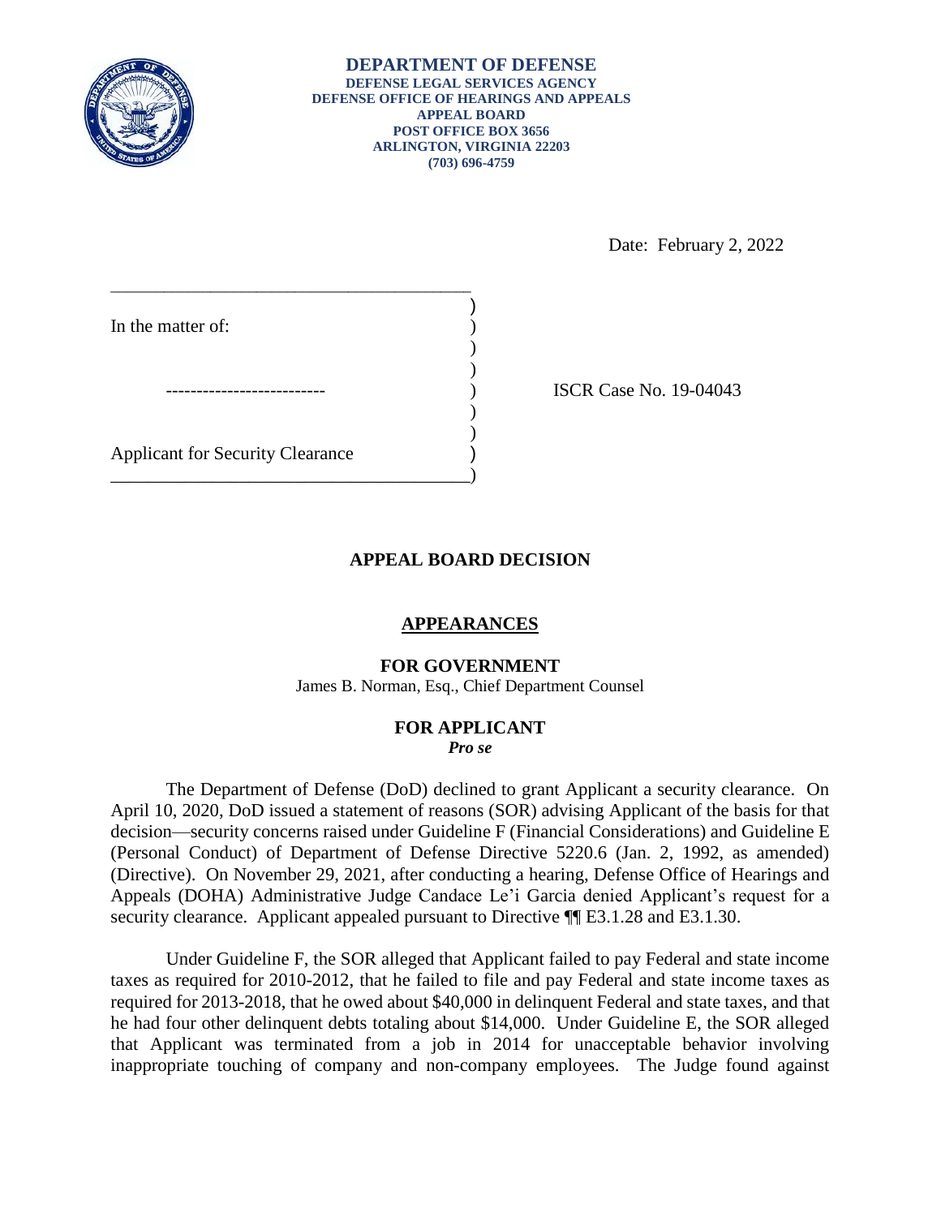**DEPARTMENT OF DEFENSE**
**DEFENSE LEGAL SERVICES AGENCY**
**DEFENSE OFFICE OF HEARINGS AND APPEALS**
**APPEAL BOARD**
**POST OFFICE BOX 3656**
**ARLINGTON, VIRGINIA 22203**
**(703) 696-4759**

Date: February 2, 2022

In the matter of:

\-------------------------

Applicant for Security Clearance

ISCR Case No. 19-04043

## APPEAL BOARD DECISION

### APPEARANCES

**FOR GOVERNMENT**
James B. Norman, Esq., Chief Department Counsel

**FOR APPLICANT**
***Pro se***

The Department of Defense (DoD) declined to grant Applicant a security clearance. On April 10, 2020, DoD issued a statement of reasons (SOR) advising Applicant of the basis for that decision—security concerns raised under Guideline F (Financial Considerations) and Guideline E (Personal Conduct) of Department of Defense Directive 5220.6 (Jan. 2, 1992, as amended) (Directive). On November 29, 2021, after conducting a hearing, Defense Office of Hearings and Appeals (DOHA) Administrative Judge Candace Le'i Garcia denied Applicant's request for a security clearance. Applicant appealed pursuant to Directive ¶¶ E3.1.28 and E3.1.30.

Under Guideline F, the SOR alleged that Applicant failed to pay Federal and state income taxes as required for 2010-2012, that he failed to file and pay Federal and state income taxes as required for 2013-2018, that he owed about $40,000 in delinquent Federal and state taxes, and that he had four other delinquent debts totaling about $14,000. Under Guideline E, the SOR alleged that Applicant was terminated from a job in 2014 for unacceptable behavior involving inappropriate touching of company and non-company employees. The Judge found against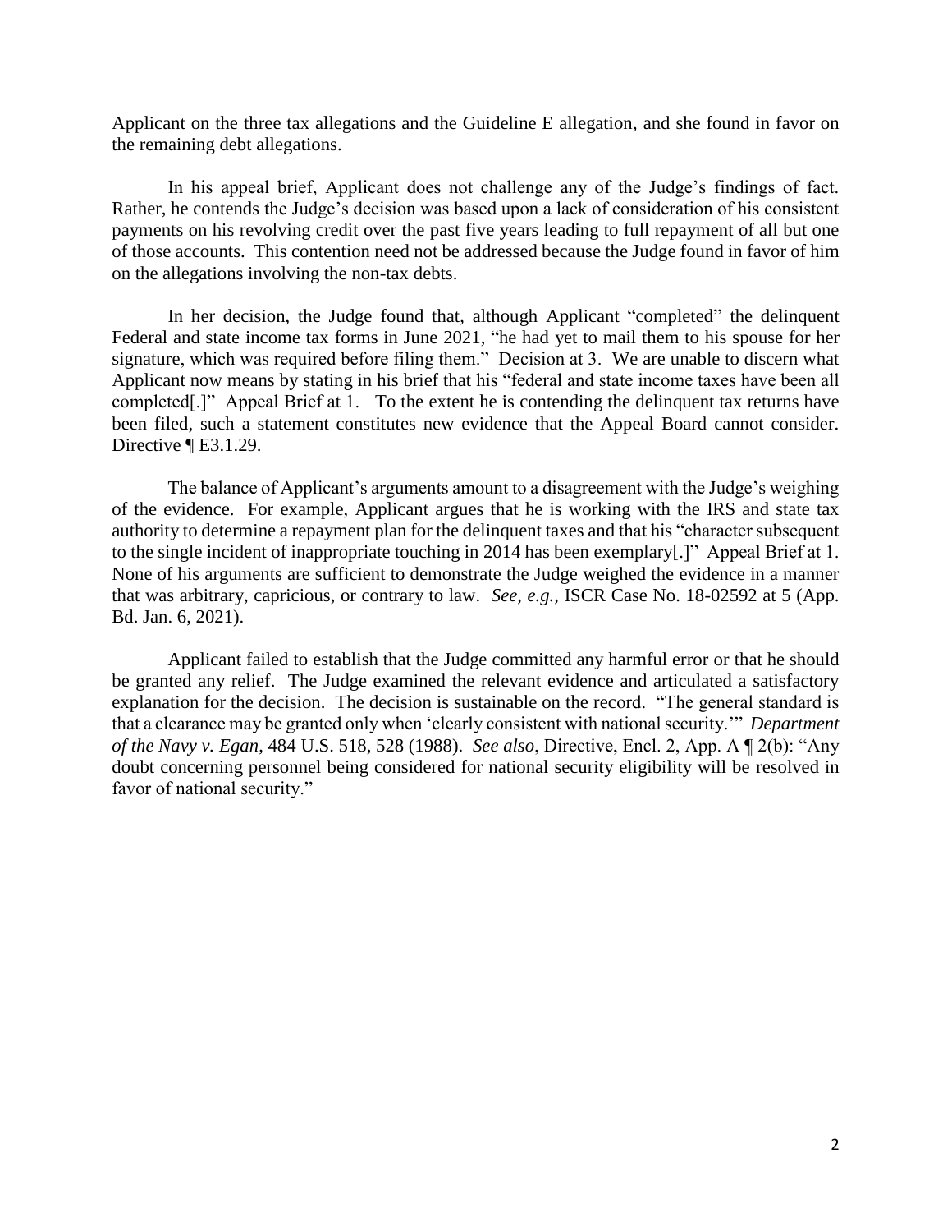Applicant on the three tax allegations and the Guideline E allegation, and she found in favor on the remaining debt allegations.

In his appeal brief, Applicant does not challenge any of the Judge's findings of fact. Rather, he contends the Judge's decision was based upon a lack of consideration of his consistent payments on his revolving credit over the past five years leading to full repayment of all but one of those accounts. This contention need not be addressed because the Judge found in favor of him on the allegations involving the non-tax debts.

In her decision, the Judge found that, although Applicant "completed" the delinquent Federal and state income tax forms in June 2021, "he had yet to mail them to his spouse for her signature, which was required before filing them." Decision at 3. We are unable to discern what Applicant now means by stating in his brief that his "federal and state income taxes have been all completed[.]" Appeal Brief at 1. To the extent he is contending the delinquent tax returns have been filed, such a statement constitutes new evidence that the Appeal Board cannot consider. Directive ¶ E3.1.29.

The balance of Applicant's arguments amount to a disagreement with the Judge's weighing of the evidence. For example, Applicant argues that he is working with the IRS and state tax authority to determine a repayment plan for the delinquent taxes and that his "character subsequent to the single incident of inappropriate touching in 2014 has been exemplary[.]" Appeal Brief at 1. None of his arguments are sufficient to demonstrate the Judge weighed the evidence in a manner that was arbitrary, capricious, or contrary to law. *See, e.g.,* ISCR Case No. 18-02592 at 5 (App. Bd. Jan. 6, 2021).

Applicant failed to establish that the Judge committed any harmful error or that he should be granted any relief. The Judge examined the relevant evidence and articulated a satisfactory explanation for the decision. The decision is sustainable on the record. "The general standard is that a clearance may be granted only when 'clearly consistent with national security.'" *Department of the Navy v. Egan*, 484 U.S. 518, 528 (1988). *See also*, Directive, Encl. 2, App. A ¶ 2(b): "Any doubt concerning personnel being considered for national security eligibility will be resolved in favor of national security."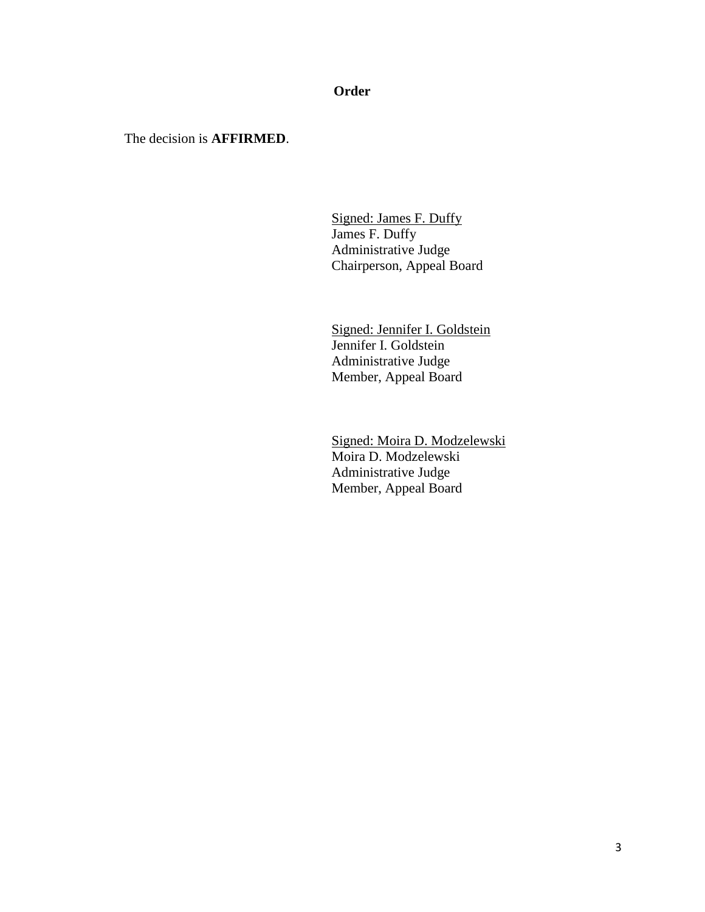**Order**

The decision is **AFFIRMED**.

Signed: James F. Duffy
James F. Duffy
Administrative Judge
Chairperson, Appeal Board

Signed: Jennifer I. Goldstein
Jennifer I. Goldstein
Administrative Judge
Member, Appeal Board

Signed: Moira D. Modzelewski
Moira D. Modzelewski
Administrative Judge
Member, Appeal Board